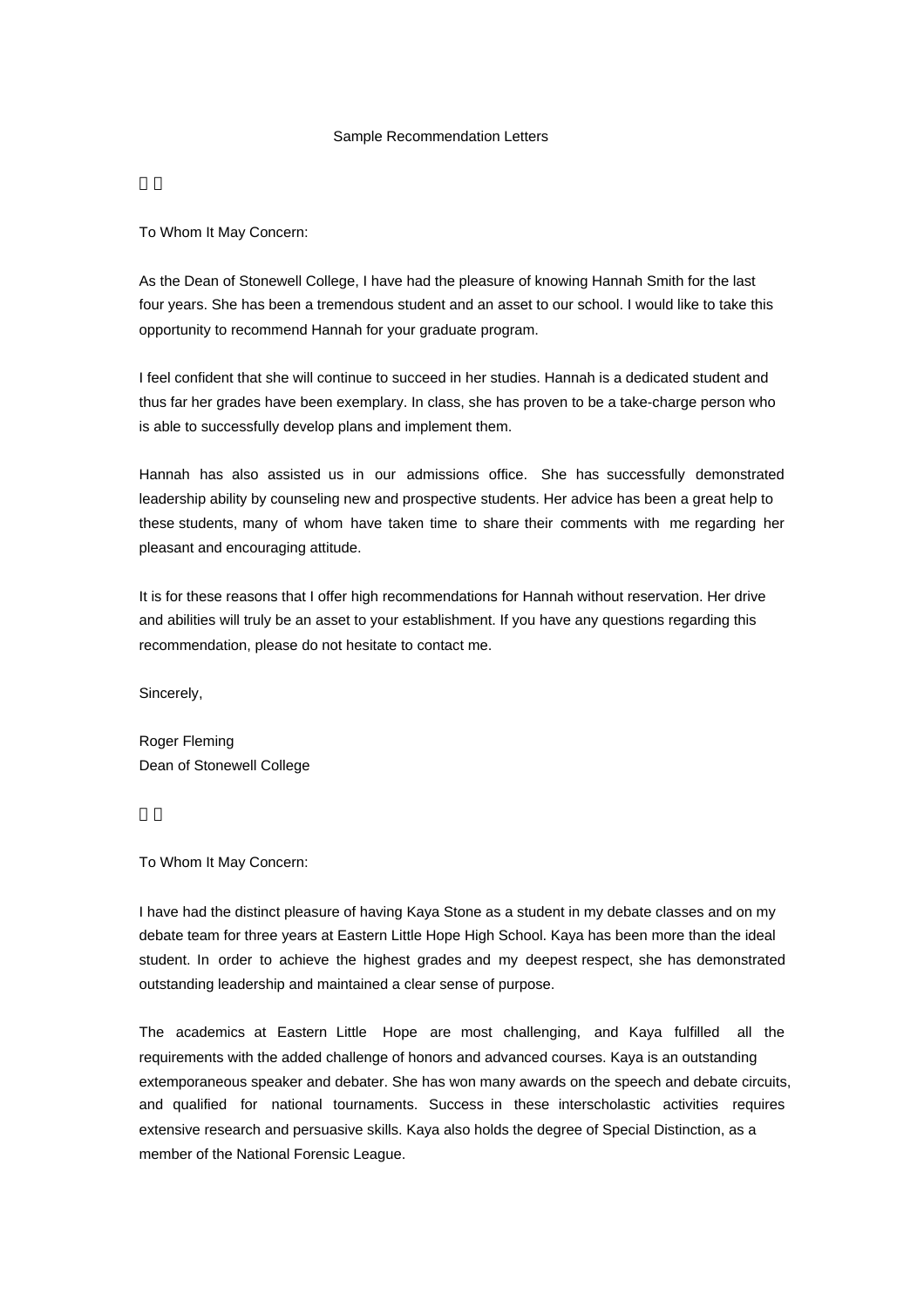Sample Recommendation Letters

To Whom It May Concern:

As the Dean of Stonewell College, I have had the pleasure of knowing Hannah Smith for the last four years. She has been a tremendous student and an asset to our school. I would like to take this opportunity to recommend Hannah for your graduate program.

I feel confident that she will continue to succeed in her studies. Hannah is a dedicated student and thus far her grades have been exemplary. In class, she has proven to be a take-charge person who is able to successfully develop plans and implement them.

Hannah has also assisted us in our admissions office. She has successfully demonstrated leadership ability by counseling new and prospective students. Her advice has been a great help to these students, many of whom have taken time to share their comments with me regarding her pleasant and encouraging attitude.

It is for these reasons that I offer high recommendations for Hannah without reservation. Her drive and abilities will truly be an asset to your establishment. If you have any questions regarding this recommendation, please do not hesitate to contact me.

Sincerely,

Roger Fleming
Dean of Stonewell College

To Whom It May Concern:

I have had the distinct pleasure of having Kaya Stone as a student in my debate classes and on my debate team for three years at Eastern Little Hope High School. Kaya has been more than the ideal student. In order to achieve the highest grades and my deepest respect, she has demonstrated outstanding leadership and maintained a clear sense of purpose.

The academics at Eastern Little Hope are most challenging, and Kaya fulfilled all the requirements with the added challenge of honors and advanced courses. Kaya is an outstanding extemporaneous speaker and debater. She has won many awards on the speech and debate circuits, and qualified for national tournaments. Success in these interscholastic activities requires extensive research and persuasive skills. Kaya also holds the degree of Special Distinction, as a member of the National Forensic League.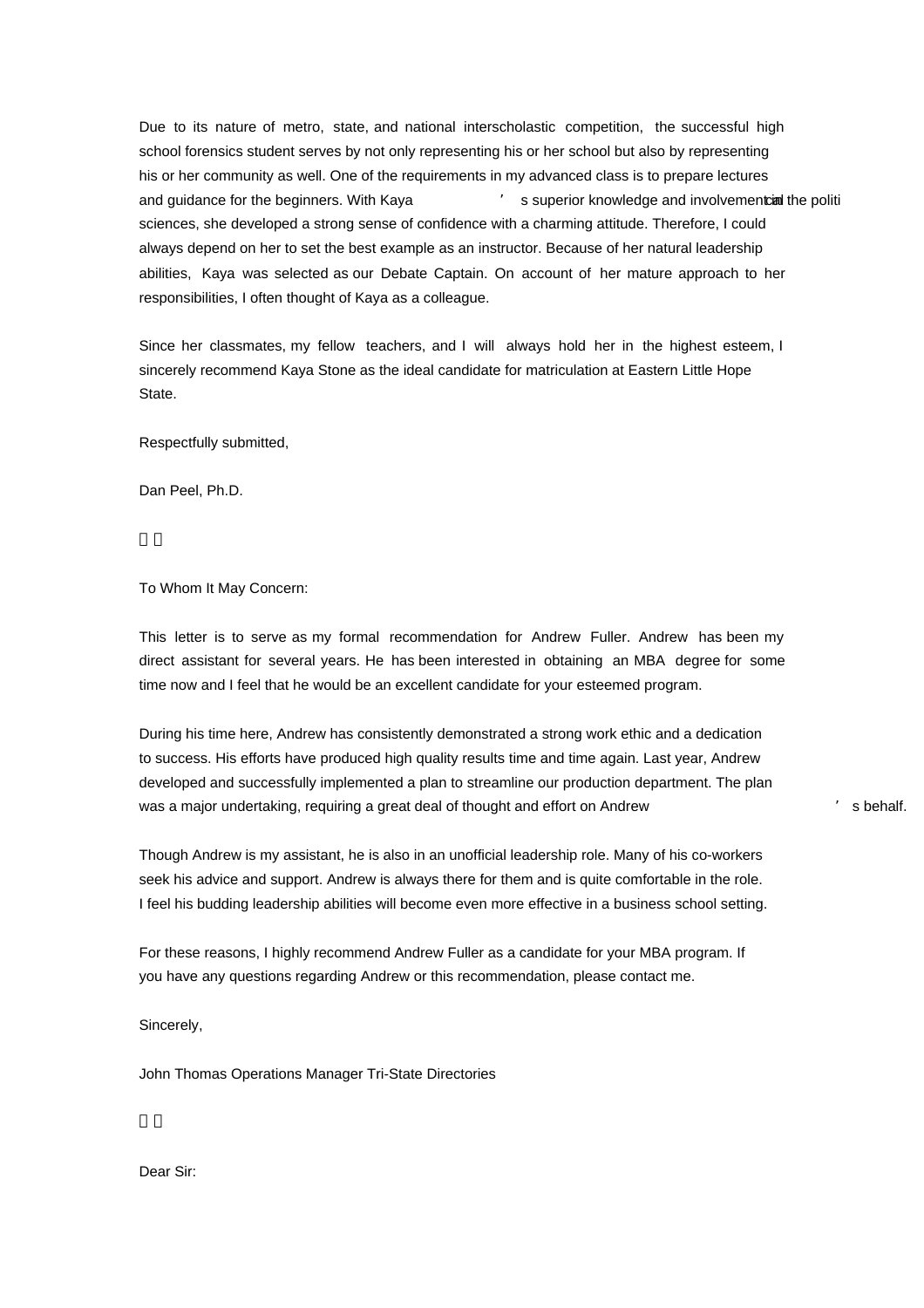Due to its nature of metro, state, and national interscholastic competition, the successful high school forensics student serves by not only representing his or her school but also by representing his or her community as well. One of the requirements in my advanced class is to prepare lectures and guidance for the beginners. With Kaya's superior knowledge and involvement in the political sciences, she developed a strong sense of confidence with a charming attitude. Therefore, I could always depend on her to set the best example as an instructor. Because of her natural leadership abilities, Kaya was selected as our Debate Captain. On account of her mature approach to her responsibilities, I often thought of Kaya as a colleague.

Since her classmates, my fellow teachers, and I will always hold her in the highest esteem, I sincerely recommend Kaya Stone as the ideal candidate for matriculation at Eastern Little Hope State.

Respectfully submitted,

Dan Peel, Ph.D.

To Whom It May Concern:

This letter is to serve as my formal recommendation for Andrew Fuller. Andrew has been my direct assistant for several years. He has been interested in obtaining an MBA degree for some time now and I feel that he would be an excellent candidate for your esteemed program.

During his time here, Andrew has consistently demonstrated a strong work ethic and a dedication to success. His efforts have produced high quality results time and time again. Last year, Andrew developed and successfully implemented a plan to streamline our production department. The plan was a major undertaking, requiring a great deal of thought and effort on Andrew's behalf.

Though Andrew is my assistant, he is also in an unofficial leadership role. Many of his co-workers seek his advice and support. Andrew is always there for them and is quite comfortable in the role. I feel his budding leadership abilities will become even more effective in a business school setting.

For these reasons, I highly recommend Andrew Fuller as a candidate for your MBA program. If you have any questions regarding Andrew or this recommendation, please contact me.

Sincerely,

John Thomas Operations Manager Tri-State Directories

Dear Sir: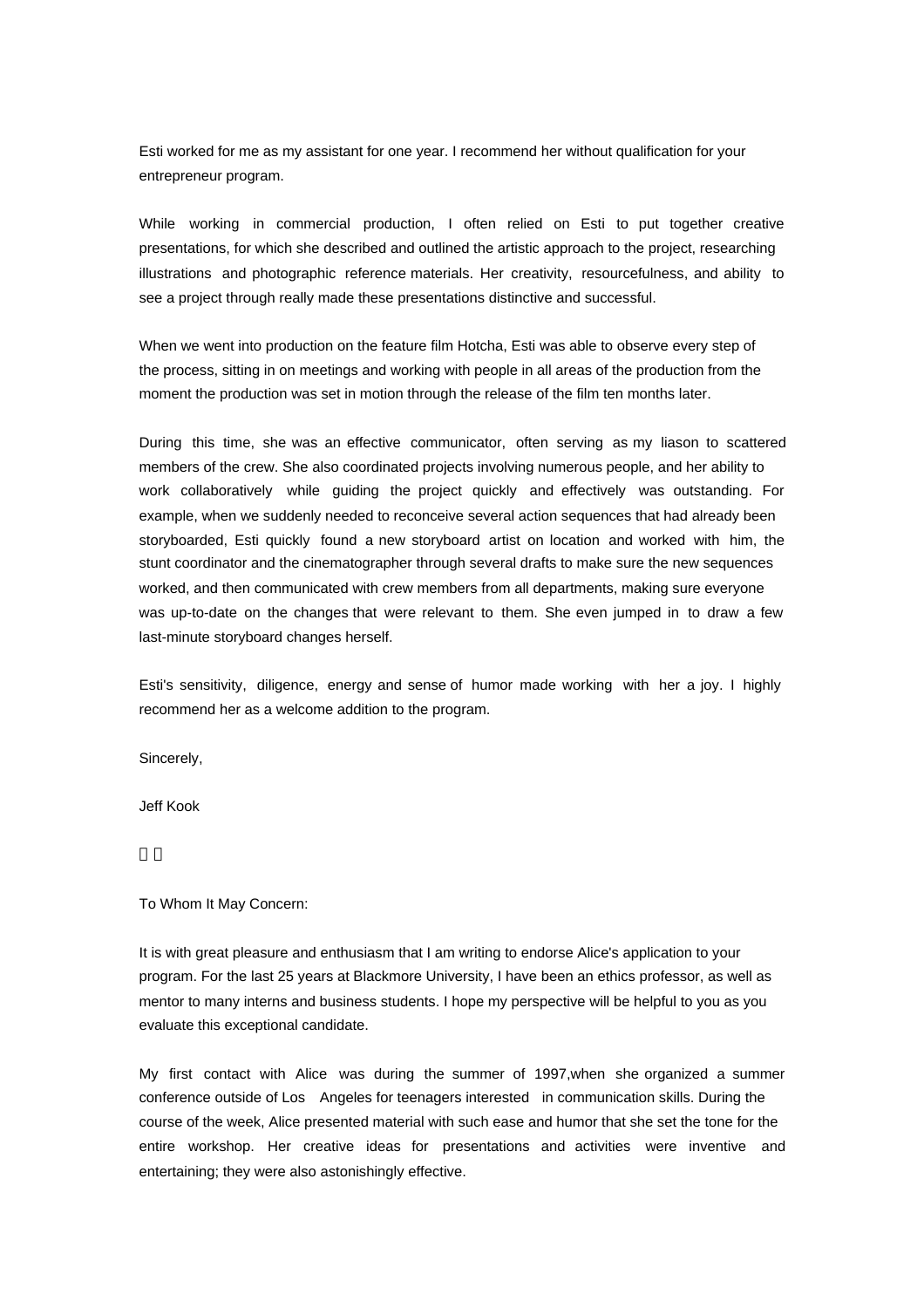Esti worked for me as my assistant for one year. I recommend her without qualification for your entrepreneur program.

While working in commercial production, I often relied on Esti to put together creative presentations, for which she described and outlined the artistic approach to the project, researching illustrations and photographic reference materials. Her creativity, resourcefulness, and ability to see a project through really made these presentations distinctive and successful.

When we went into production on the feature film Hotcha, Esti was able to observe every step of the process, sitting in on meetings and working with people in all areas of the production from the moment the production was set in motion through the release of the film ten months later.

During this time, she was an effective communicator, often serving as my liason to scattered members of the crew. She also coordinated projects involving numerous people, and her ability to work collaboratively while guiding the project quickly and effectively was outstanding. For example, when we suddenly needed to reconceive several action sequences that had already been storyboarded, Esti quickly found a new storyboard artist on location and worked with him, the stunt coordinator and the cinematographer through several drafts to make sure the new sequences worked, and then communicated with crew members from all departments, making sure everyone was up-to-date on the changes that were relevant to them. She even jumped in to draw a few last-minute storyboard changes herself.

Esti's sensitivity, diligence, energy and sense of humor made working with her a joy. I highly recommend her as a welcome addition to the program.

Sincerely,

Jeff Kook

To Whom It May Concern:

It is with great pleasure and enthusiasm that I am writing to endorse Alice's application to your program. For the last 25 years at Blackmore University, I have been an ethics professor, as well as mentor to many interns and business students. I hope my perspective will be helpful to you as you evaluate this exceptional candidate.

My first contact with Alice was during the summer of 1997,when she organized a summer conference outside of Los Angeles for teenagers interested in communication skills. During the course of the week, Alice presented material with such ease and humor that she set the tone for the entire workshop. Her creative ideas for presentations and activities were inventive and entertaining; they were also astonishingly effective.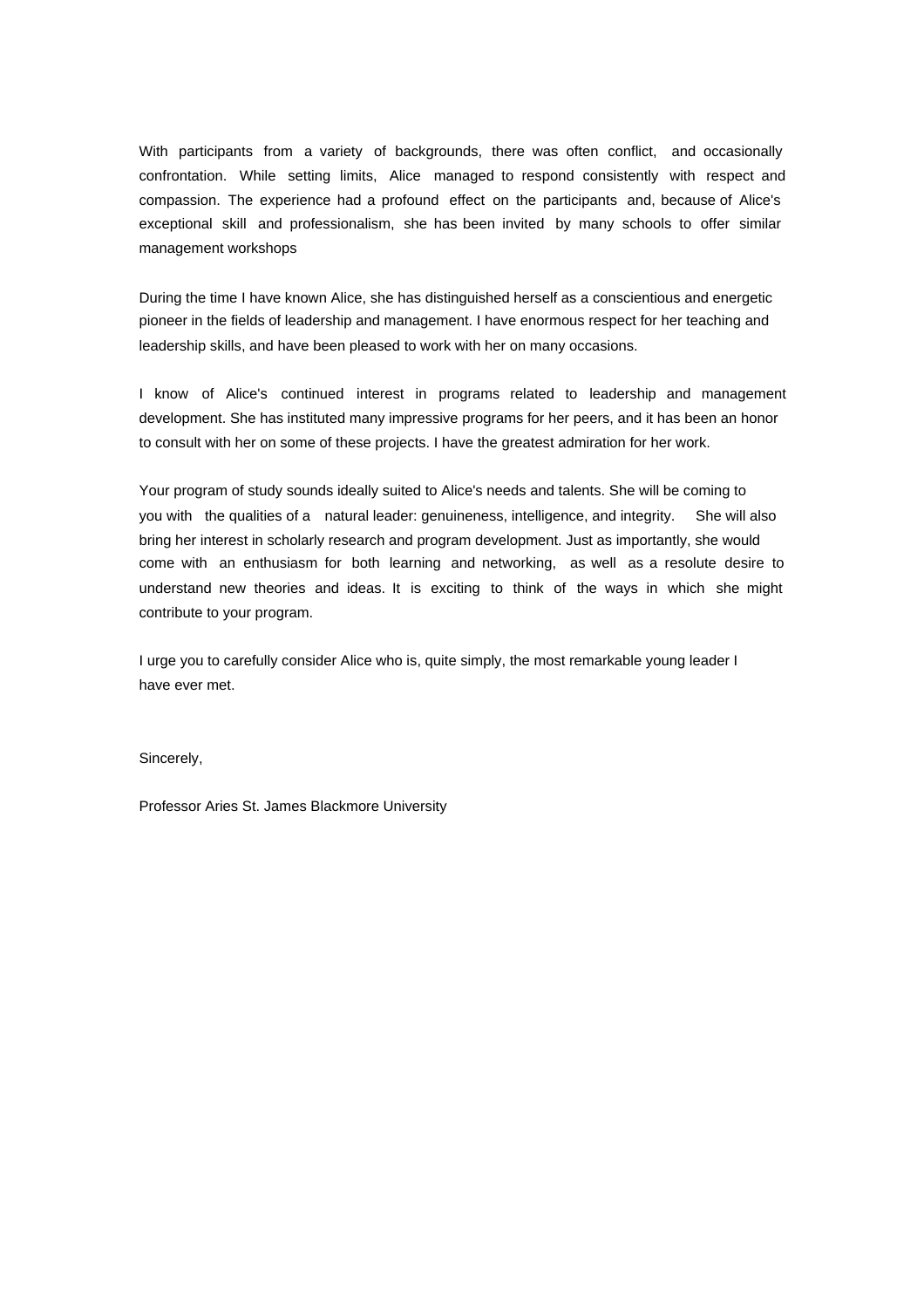With participants from a variety of backgrounds, there was often conflict, and occasionally confrontation. While setting limits, Alice managed to respond consistently with respect and compassion. The experience had a profound effect on the participants and, because of Alice's exceptional skill and professionalism, she has been invited by many schools to offer similar management workshops

During the time I have known Alice, she has distinguished herself as a conscientious and energetic pioneer in the fields of leadership and management. I have enormous respect for her teaching and leadership skills, and have been pleased to work with her on many occasions.

I know of Alice's continued interest in programs related to leadership and management development. She has instituted many impressive programs for her peers, and it has been an honor to consult with her on some of these projects. I have the greatest admiration for her work.

Your program of study sounds ideally suited to Alice's needs and talents. She will be coming to you with the qualities of a natural leader: genuineness, intelligence, and integrity. She will also bring her interest in scholarly research and program development. Just as importantly, she would come with an enthusiasm for both learning and networking, as well as a resolute desire to understand new theories and ideas. It is exciting to think of the ways in which she might contribute to your program.

I urge you to carefully consider Alice who is, quite simply, the most remarkable young leader I have ever met.

Sincerely,

Professor Aries St. James Blackmore University